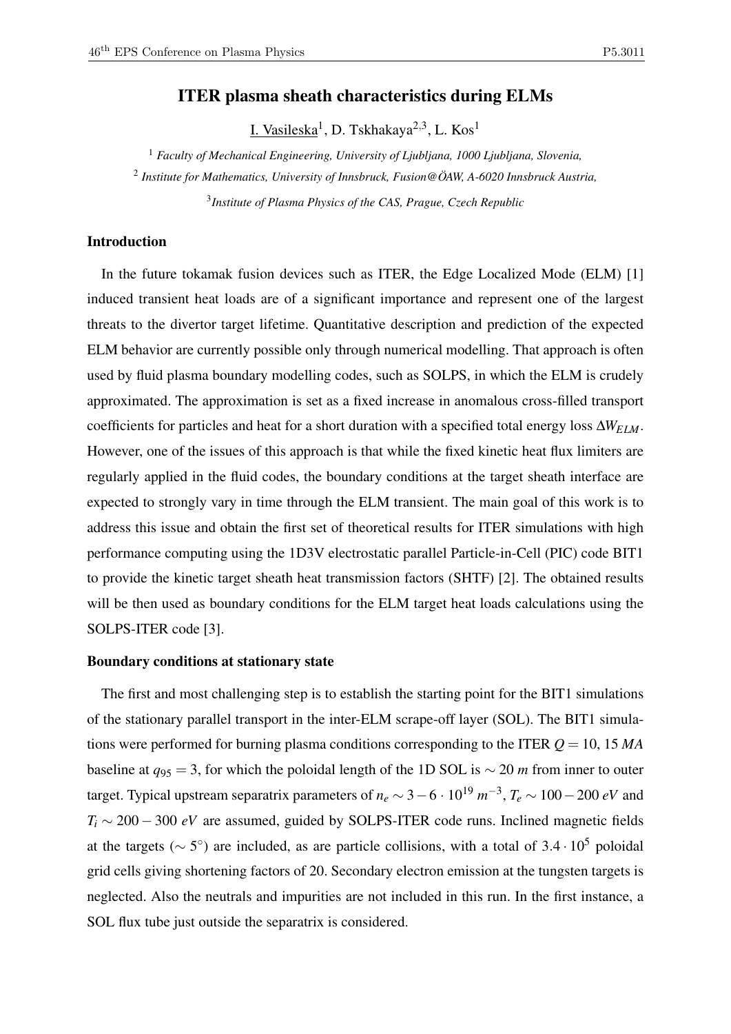# ITER plasma sheath characteristics during ELMs

I. Vasileska[1], D. Tskhakaya[2,3], L. Kos[1]

[1] *Faculty of Mechanical Engineering, University of Ljubljana, 1000 Ljubljana, Slovenia,*

[2] *Institute for Mathematics, University of Innsbruck, Fusion@ÖAW, A-6020 Innsbruck Austria,*

[3] *Institute of Plasma Physics of the CAS, Prague, Czech Republic*

## Introduction

In the future tokamak fusion devices such as ITER, the Edge Localized Mode (ELM) [1] induced transient heat loads are of a significant importance and represent one of the largest threats to the divertor target lifetime. Quantitative description and prediction of the expected ELM behavior are currently possible only through numerical modelling. That approach is often used by fluid plasma boundary modelling codes, such as SOLPS, in which the ELM is crudely approximated. The approximation is set as a fixed increase in anomalous cross-filled transport coefficients for particles and heat for a short duration with a specified total energy loss $\Delta W_{ELM}$. However, one of the issues of this approach is that while the fixed kinetic heat flux limiters are regularly applied in the fluid codes, the boundary conditions at the target sheath interface are expected to strongly vary in time through the ELM transient. The main goal of this work is to address this issue and obtain the first set of theoretical results for ITER simulations with high performance computing using the 1D3V electrostatic parallel Particle-in-Cell (PIC) code BIT1 to provide the kinetic target sheath heat transmission factors (SHTF) [2]. The obtained results will be then used as boundary conditions for the ELM target heat loads calculations using the SOLPS-ITER code [3].

## Boundary conditions at stationary state

The first and most challenging step is to establish the starting point for the BIT1 simulations of the stationary parallel transport in the inter-ELM scrape-off layer (SOL). The BIT1 simulations were performed for burning plasma conditions corresponding to the ITER $Q = 10$, 15 $MA$ baseline at $q_{95} = 3$, for which the poloidal length of the 1D SOL is $\sim 20$ $m$ from inner to outer target. Typical upstream separatrix parameters of $n_e \sim 3-6 \cdot 10^{19}$ $m^{-3}$, $T_e \sim 100-200$ $eV$ and $T_i \sim 200-300$ $eV$ are assumed, guided by SOLPS-ITER code runs. Inclined magnetic fields at the targets ($\sim 5^{\circ}$) are included, as are particle collisions, with a total of $3.4 \cdot 10^5$ poloidal grid cells giving shortening factors of 20. Secondary electron emission at the tungsten targets is neglected. Also the neutrals and impurities are not included in this run. In the first instance, a SOL flux tube just outside the separatrix is considered.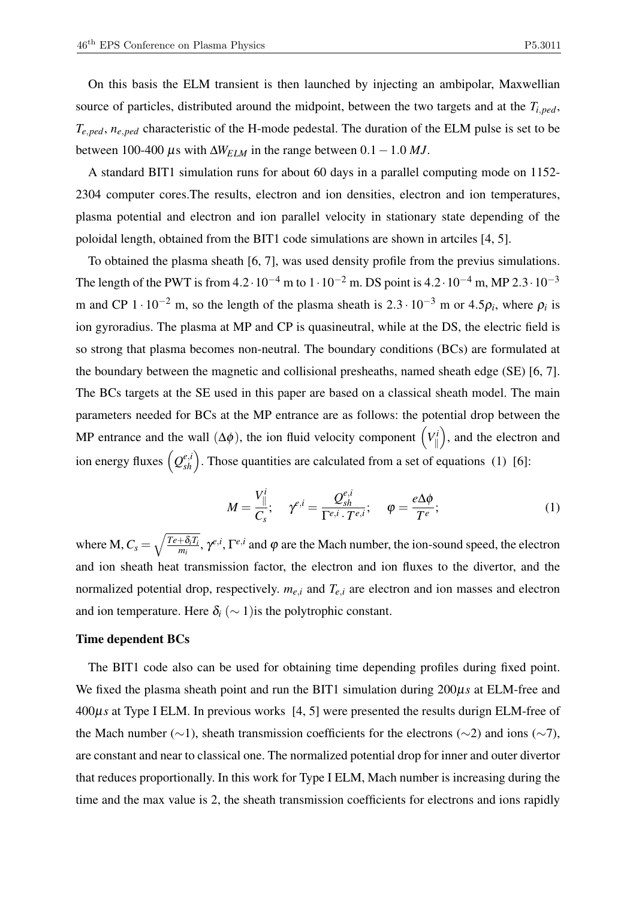On this basis the ELM transient is then launched by injecting an ambipolar, Maxwellian source of particles, distributed around the midpoint, between the two targets and at the $T_{i,ped}$, $T_{e,ped}$, $n_{e,ped}$ characteristic of the H-mode pedestal. The duration of the ELM pulse is set to be between 100-400 $\mu$s with $\Delta W_{ELM}$ in the range between $0.1-1.0\ MJ$.

A standard BIT1 simulation runs for about 60 days in a parallel computing mode on 1152-2304 computer cores.The results, electron and ion densities, electron and ion temperatures, plasma potential and electron and ion parallel velocity in stationary state depending of the poloidal length, obtained from the BIT1 code simulations are shown in artciles [4, 5].

To obtained the plasma sheath [6, 7], was used density profile from the previus simulations. The length of the PWT is from $4.2\cdot10^{-4}$ m to $1\cdot10^{-2}$ m. DS point is $4.2\cdot10^{-4}$ m, MP $2.3\cdot10^{-3}$ m and CP $1\cdot10^{-2}$ m, so the length of the plasma sheath is $2.3\cdot10^{-3}$ m or $4.5\rho_i$, where $\rho_i$ is ion gyroradius. The plasma at MP and CP is quasineutral, while at the DS, the electric field is so strong that plasma becomes non-neutral. The boundary conditions (BCs) are formulated at the boundary between the magnetic and collisional presheaths, named sheath edge (SE) [6, 7]. The BCs targets at the SE used in this paper are based on a classical sheath model. The main parameters needed for BCs at the MP entrance are as follows: the potential drop between the MP entrance and the wall ($\Delta\phi$), the ion fluid velocity component $\left(V_{\parallel}^{i}\right)$, and the electron and ion energy fluxes $\left(Q_{sh}^{e,i}\right)$. Those quantities are calculated from a set of equations (1) [6]:

$$M=\frac{V_{\parallel}^{i}}{C_s};\quad \gamma^{e,i}=\frac{Q_{sh}^{e,i}}{\Gamma^{e,i}\cdot T^{e,i}};\quad \varphi=\frac{e\Delta\phi}{T^{e}};\tag{1}$$

where M, $C_s=\sqrt{\frac{Te+\delta_i T_i}{m_i}}$, $\gamma^{e,i}$, $\Gamma^{e,i}$ and $\varphi$ are the Mach number, the ion-sound speed, the electron and ion sheath heat transmission factor, the electron and ion fluxes to the divertor, and the normalized potential drop, respectively. $m_{e,i}$ and $T_{e,i}$ are electron and ion masses and electron and ion temperature. Here $\delta_i$ ($\sim 1$)is the polytrophic constant.

**Time dependent BCs**

The BIT1 code also can be used for obtaining time depending profiles during fixed point. We fixed the plasma sheath point and run the BIT1 simulation during $200\mu s$ at ELM-free and $400\mu s$ at Type I ELM. In previous works [4, 5] were presented the results durign ELM-free of the Mach number ($\sim$1), sheath transmission coefficients for the electrons ($\sim$2) and ions ($\sim$7), are constant and near to classical one. The normalized potential drop for inner and outer divertor that reduces proportionally. In this work for Type I ELM, Mach number is increasing during the time and the max value is 2, the sheath transmission coefficients for electrons and ions rapidly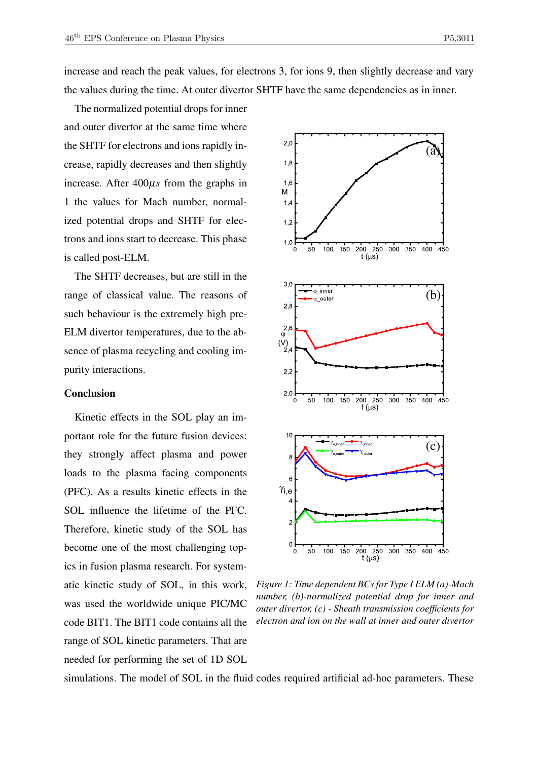increase and reach the peak values, for electrons 3, for ions 9, then slightly decrease and vary the values during the time. At outer divertor SHTF have the same dependencies as in inner.

The normalized potential drops for inner and outer divertor at the same time where the SHTF for electrons and ions rapidly increase, rapidly decreases and then slightly increase. After $400\mu s$ from the graphs in 1 the values for Mach number, normalized potential drops and SHTF for electrons and ions start to decrease. This phase is called post-ELM.

The SHTF decreases, but are still in the range of classical value. The reasons of such behaviour is the extremely high pre-ELM divertor temperatures, due to the absence of plasma recycling and cooling impurity interactions.

*Figure 1: Time dependent BCs for Type I ELM (a)-Mach number, (b)-normalized potential drop for inner and outer divertor, (c) - Sheath transmission coefficients for electron and ion on the wall at inner and outer divertor*

**Conclusion**

Kinetic effects in the SOL play an important role for the future fusion devices: they strongly affect plasma and power loads to the plasma facing components (PFC). As a results kinetic effects in the SOL influence the lifetime of the PFC. Therefore, kinetic study of the SOL has become one of the most challenging topics in fusion plasma research. For systematic kinetic study of SOL, in this work, was used the worldwide unique PIC/MC code BIT1. The BIT1 code contains all the range of SOL kinetic parameters. That are needed for performing the set of 1D SOL simulations. The model of SOL in the fluid codes required artificial ad-hoc parameters. These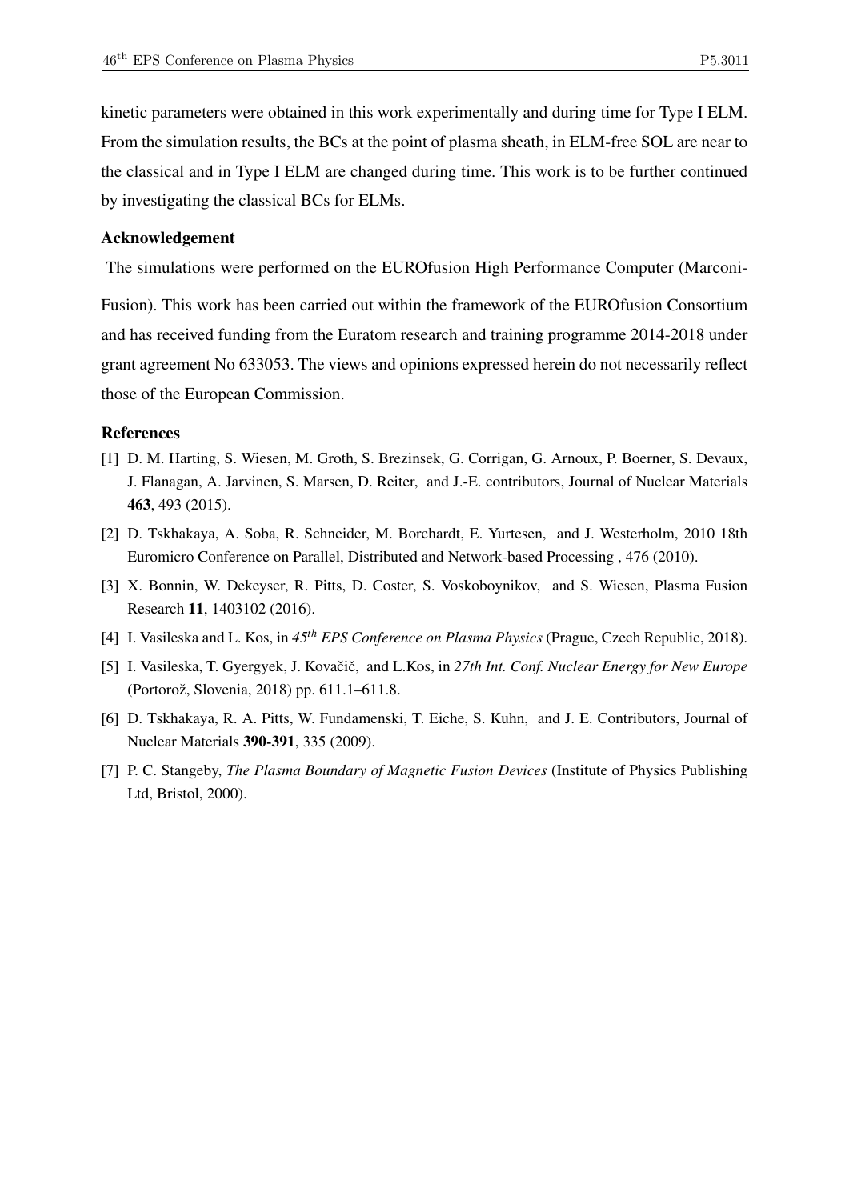kinetic parameters were obtained in this work experimentally and during time for Type I ELM. From the simulation results, the BCs at the point of plasma sheath, in ELM-free SOL are near to the classical and in Type I ELM are changed during time. This work is to be further continued by investigating the classical BCs for ELMs.

## Acknowledgement

The simulations were performed on the EUROfusion High Performance Computer (Marconi-Fusion). This work has been carried out within the framework of the EUROfusion Consortium and has received funding from the Euratom research and training programme 2014-2018 under grant agreement No 633053. The views and opinions expressed herein do not necessarily reflect those of the European Commission.

## References

[1] D. M. Harting, S. Wiesen, M. Groth, S. Brezinsek, G. Corrigan, G. Arnoux, P. Boerner, S. Devaux, J. Flanagan, A. Jarvinen, S. Marsen, D. Reiter, and J.-E. contributors, Journal of Nuclear Materials **463**, 493 (2015).

[2] D. Tskhakaya, A. Soba, R. Schneider, M. Borchardt, E. Yurtesen, and J. Westerholm, 2010 18th Euromicro Conference on Parallel, Distributed and Network-based Processing , 476 (2010).

[3] X. Bonnin, W. Dekeyser, R. Pitts, D. Coster, S. Voskoboynikov, and S. Wiesen, Plasma Fusion Research **11**, 1403102 (2016).

[4] I. Vasileska and L. Kos, in *45th EPS Conference on Plasma Physics* (Prague, Czech Republic, 2018).

[5] I. Vasileska, T. Gyergyek, J. Kovačič, and L.Kos, in *27th Int. Conf. Nuclear Energy for New Europe* (Portorož, Slovenia, 2018) pp. 611.1–611.8.

[6] D. Tskhakaya, R. A. Pitts, W. Fundamenski, T. Eiche, S. Kuhn, and J. E. Contributors, Journal of Nuclear Materials **390-391**, 335 (2009).

[7] P. C. Stangeby, *The Plasma Boundary of Magnetic Fusion Devices* (Institute of Physics Publishing Ltd, Bristol, 2000).